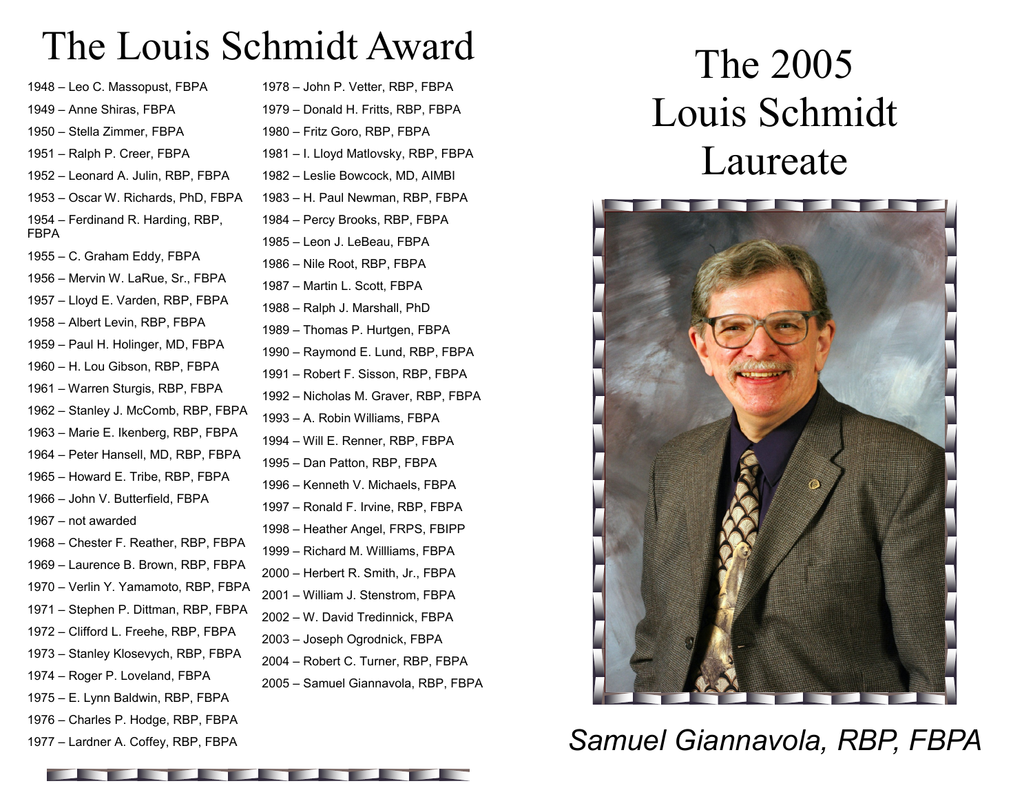# The Louis Schmidt Award

- 1948 – Leo C. Massopust, FBPA
- 1949 – Anne Shiras, FBPA
- 1950 – Stella Zimmer, FBPA
- 1951 – Ralph P. Creer, FBPA
- 1952 – Leonard A. Julin, RBP, FBPA
- 1953 – Oscar W. Richards, PhD, FBPA
- 1954 – Ferdinand R. Harding, RBP, FBPA
- 1955 – C. Graham Eddy, FBPA
- 1956 – Mervin W. LaRue, Sr., FBPA
- 1957 – Lloyd E. Varden, RBP, FBPA
- 1958 – Albert Levin, RBP, FBPA
- 1959 – Paul H. Holinger, MD, FBPA
- 1960 – H. Lou Gibson, RBP, FBPA
- 1961 – Warren Sturgis, RBP, FBPA
- 1962 – Stanley J. McComb, RBP, FBPA
- 1963 – Marie E. Ikenberg, RBP, FBPA
- 1964 – Peter Hansell, MD, RBP, FBPA
- 1965 – Howard E. Tribe, RBP, FBPA
- 1966 – John V. Butterfield, FBPA
- 1967 – not awarded
- 1968 – Chester F. Reather, RBP, FBPA
- 1969 – Laurence B. Brown, RBP, FBPA
- 1970 – Verlin Y. Yamamoto, RBP, FBPA
- 1971 – Stephen P. Dittman, RBP, FBPA
- 1972 – Clifford L. Freehe, RBP, FBPA
- 1973 – Stanley Klosevych, RBP, FBPA
- 1974 – Roger P. Loveland, FBPA
- 1975 – E. Lynn Baldwin, RBP, FBPA
- 1976 – Charles P. Hodge, RBP, FBPA
- 1977 – Lardner A. Coffey, RBP, FBPA
- 1978 – John P. Vetter, RBP, FBPA
- 1979 – Donald H. Fritts, RBP, FBPA
- 1980 – Fritz Goro, RBP, FBPA
- 1981 – I. Lloyd Matlovsky, RBP, FBPA
- 1982 – Leslie Bowcock, MD, AIMBI
- 1983 – H. Paul Newman, RBP, FBPA
- 1984 – Percy Brooks, RBP, FBPA
- 1985 – Leon J. LeBeau, FBPA
- 1986 – Nile Root, RBP, FBPA
- 1987 – Martin L. Scott, FBPA
- 1988 – Ralph J. Marshall, PhD
- 1989 – Thomas P. Hurtgen, FBPA
- 1990 – Raymond E. Lund, RBP, FBPA
- 1991 – Robert F. Sisson, RBP, FBPA
- 1992 – Nicholas M. Graver, RBP, FBPA
- 1993 – A. Robin Williams, FBPA
- 1994 – Will E. Renner, RBP, FBPA
- 1995 – Dan Patton, RBP, FBPA
- 1996 – Kenneth V. Michaels, FBPA
- 1997 – Ronald F. Irvine, RBP, FBPA
- 1998 – Heather Angel, FRPS, FBIPP
- 1999 – Richard M. Willliams, FBPA
- 2000 – Herbert R. Smith, Jr., FBPA
- 2001 – William J. Stenstrom, FBPA
- 2002 – W. David Tredinnick, FBPA
- 2003 – Joseph Ogrodnick, FBPA
- 2004 – Robert C. Turner, RBP, FBPA
- 2005 – Samuel Giannavola, RBP, FBPA

# The 2005 Louis Schmidt Laureate

*Samuel Giannavola, RBP, FBPA*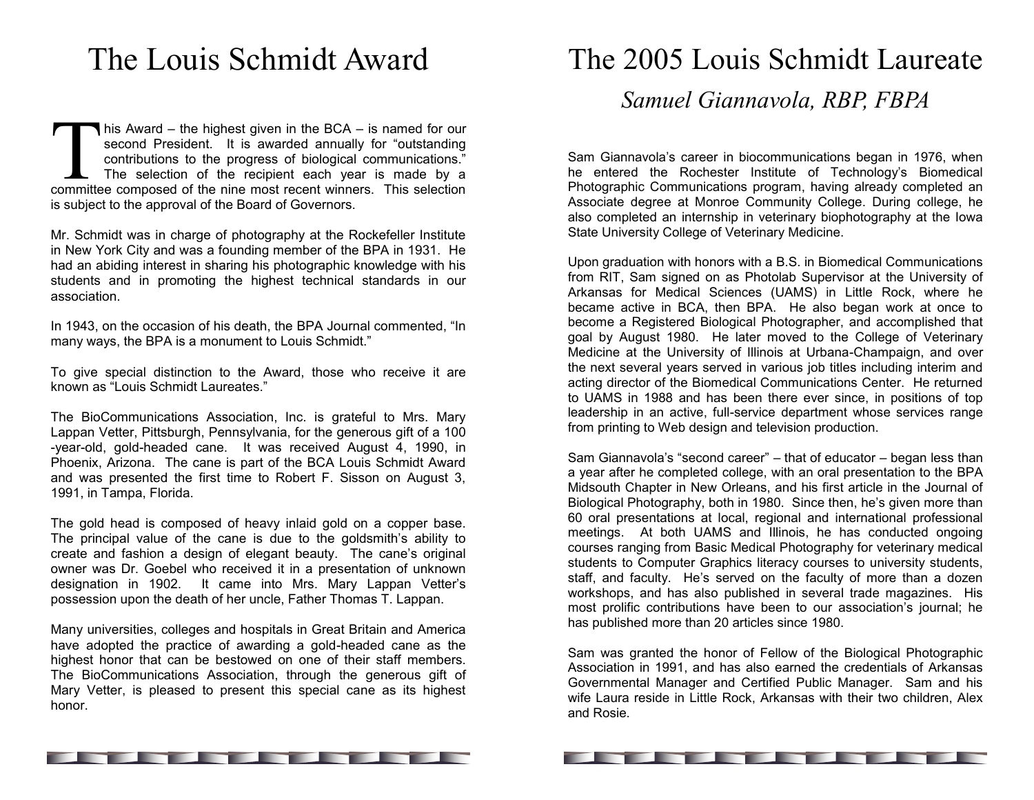# The Louis Schmidt Award

This Award – the highest given in the BCA – is named for our second President. It is awarded annually for "outstanding contributions to the progress of biological communications." The selection of the recipient each year is made by a committee composed of the nine most recent winners. This selection is subject to the approval of the Board of Governors.

Mr. Schmidt was in charge of photography at the Rockefeller Institute in New York City and was a founding member of the BPA in 1931. He had an abiding interest in sharing his photographic knowledge with his students and in promoting the highest technical standards in our association.

In 1943, on the occasion of his death, the BPA Journal commented, "In many ways, the BPA is a monument to Louis Schmidt."

To give special distinction to the Award, those who receive it are known as "Louis Schmidt Laureates."

The BioCommunications Association, Inc. is grateful to Mrs. Mary Lappan Vetter, Pittsburgh, Pennsylvania, for the generous gift of a 100-year-old, gold-headed cane. It was received August 4, 1990, in Phoenix, Arizona. The cane is part of the BCA Louis Schmidt Award and was presented the first time to Robert F. Sisson on August 3, 1991, in Tampa, Florida.

The gold head is composed of heavy inlaid gold on a copper base. The principal value of the cane is due to the goldsmith's ability to create and fashion a design of elegant beauty. The cane's original owner was Dr. Goebel who received it in a presentation of unknown designation in 1902. It came into Mrs. Mary Lappan Vetter's possession upon the death of her uncle, Father Thomas T. Lappan.

Many universities, colleges and hospitals in Great Britain and America have adopted the practice of awarding a gold-headed cane as the highest honor that can be bestowed on one of their staff members. The BioCommunications Association, through the generous gift of Mary Vetter, is pleased to present this special cane as its highest honor.

# The 2005 Louis Schmidt Laureate

## *Samuel Giannavola, RBP, FBPA*

Sam Giannavola's career in biocommunications began in 1976, when he entered the Rochester Institute of Technology's Biomedical Photographic Communications program, having already completed an Associate degree at Monroe Community College. During college, he also completed an internship in veterinary biophotography at the Iowa State University College of Veterinary Medicine.

Upon graduation with honors with a B.S. in Biomedical Communications from RIT, Sam signed on as Photolab Supervisor at the University of Arkansas for Medical Sciences (UAMS) in Little Rock, where he became active in BCA, then BPA. He also began work at once to become a Registered Biological Photographer, and accomplished that goal by August 1980. He later moved to the College of Veterinary Medicine at the University of Illinois at Urbana-Champaign, and over the next several years served in various job titles including interim and acting director of the Biomedical Communications Center. He returned to UAMS in 1988 and has been there ever since, in positions of top leadership in an active, full-service department whose services range from printing to Web design and television production.

Sam Giannavola's "second career" – that of educator – began less than a year after he completed college, with an oral presentation to the BPA Midsouth Chapter in New Orleans, and his first article in the Journal of Biological Photography, both in 1980. Since then, he's given more than 60 oral presentations at local, regional and international professional meetings. At both UAMS and Illinois, he has conducted ongoing courses ranging from Basic Medical Photography for veterinary medical students to Computer Graphics literacy courses to university students, staff, and faculty. He's served on the faculty of more than a dozen workshops, and has also published in several trade magazines. His most prolific contributions have been to our association's journal; he has published more than 20 articles since 1980.

Sam was granted the honor of Fellow of the Biological Photographic Association in 1991, and has also earned the credentials of Arkansas Governmental Manager and Certified Public Manager. Sam and his wife Laura reside in Little Rock, Arkansas with their two children, Alex and Rosie.